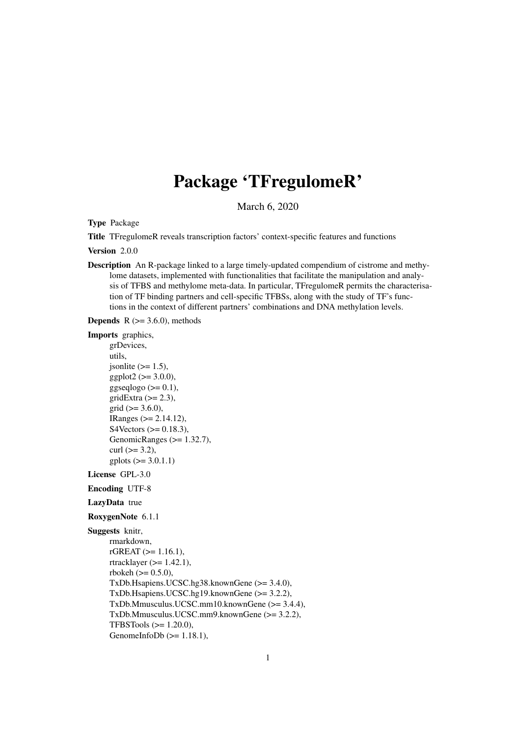# Package 'TFregulomeR'

March 6, 2020

**Type** Package

**Title** TFregulomeR reveals transcription factors' context-specific features and functions

**Version** 2.0.0

**Description** An R-package linked to a large timely-updated compendium of cistrome and methylome datasets, implemented with functionalities that facilitate the manipulation and analysis of TFBS and methylome meta-data. In particular, TFregulomeR permits the characterisation of TF binding partners and cell-specific TFBSs, along with the study of TF's functions in the context of different partners' combinations and DNA methylation levels.

**Depends** R (>= 3.6.0), methods

**Imports** graphics,
grDevices,
utils,
jsonlite (>= 1.5),
ggplot2 (>= 3.0.0),
ggseqlogo (>= 0.1),
gridExtra (>= 2.3),
grid (>= 3.6.0),
IRanges (>= 2.14.12),
S4Vectors (>= 0.18.3),
GenomicRanges (>= 1.32.7),
curl (>= 3.2),
gplots (>= 3.0.1.1)

**License** GPL-3.0

**Encoding** UTF-8

**LazyData** true

**RoxygenNote** 6.1.1

**Suggests** knitr,
rmarkdown,
rGREAT (>= 1.16.1),
rtracklayer (>= 1.42.1),
rbokeh (>= 0.5.0),
TxDb.Hsapiens.UCSC.hg38.knownGene (>= 3.4.0),
TxDb.Hsapiens.UCSC.hg19.knownGene (>= 3.2.2),
TxDb.Mmusculus.UCSC.mm10.knownGene (>= 3.4.4),
TxDb.Mmusculus.UCSC.mm9.knownGene (>= 3.2.2),
TFBSTools (>= 1.20.0),
GenomeInfoDb (>= 1.18.1),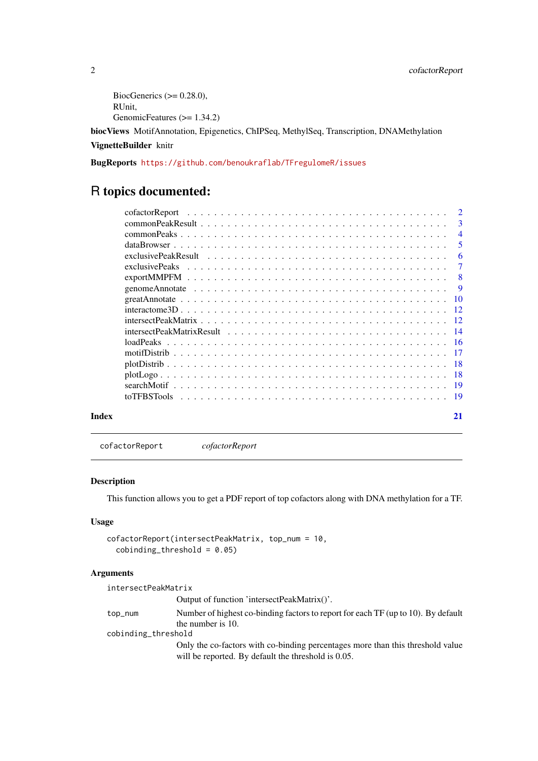BiocGenerics (>= 0.28.0),
RUnit,
GenomicFeatures (>= 1.34.2)

**biocViews** MotifAnnotation, Epigenetics, ChIPSeq, MethylSeq, Transcription, DNAMethylation

**VignetteBuilder** knitr

**BugReports** https://github.com/benoukraflab/TFregulomeR/issues

# R topics documented:

| | |
|---|---|
| cofactorReport | 2 |
| commonPeakResult | 3 |
| commonPeaks | 4 |
| dataBrowser | 5 |
| exclusivePeakResult | 6 |
| exclusivePeaks | 7 |
| exportMMPFM | 8 |
| genomeAnnotate | 9 |
| greatAnnotate | 10 |
| interactome3D | 12 |
| intersectPeakMatrix | 12 |
| intersectPeakMatrixResult | 14 |
| loadPeaks | 16 |
| motifDistrib | 17 |
| plotDistrib | 18 |
| plotLogo | 18 |
| searchMotif | 19 |
| toTFBSTools | 19 |

**Index** 21

---

`cofactorReport` *cofactorReport*

---

### Description

This function allows you to get a PDF report of top cofactors along with DNA methylation for a TF.

### Usage

```
cofactorReport(intersectPeakMatrix, top_num = 10,
  cobinding_threshold = 0.05)
```

### Arguments

`intersectPeakMatrix`
: Output of function 'intersectPeakMatrix()'.

`top_num`
: Number of highest co-binding factors to report for each TF (up to 10). By default the number is 10.

`cobinding_threshold`
: Only the co-factors with co-binding percentages more than this threshold value will be reported. By default the threshold is 0.05.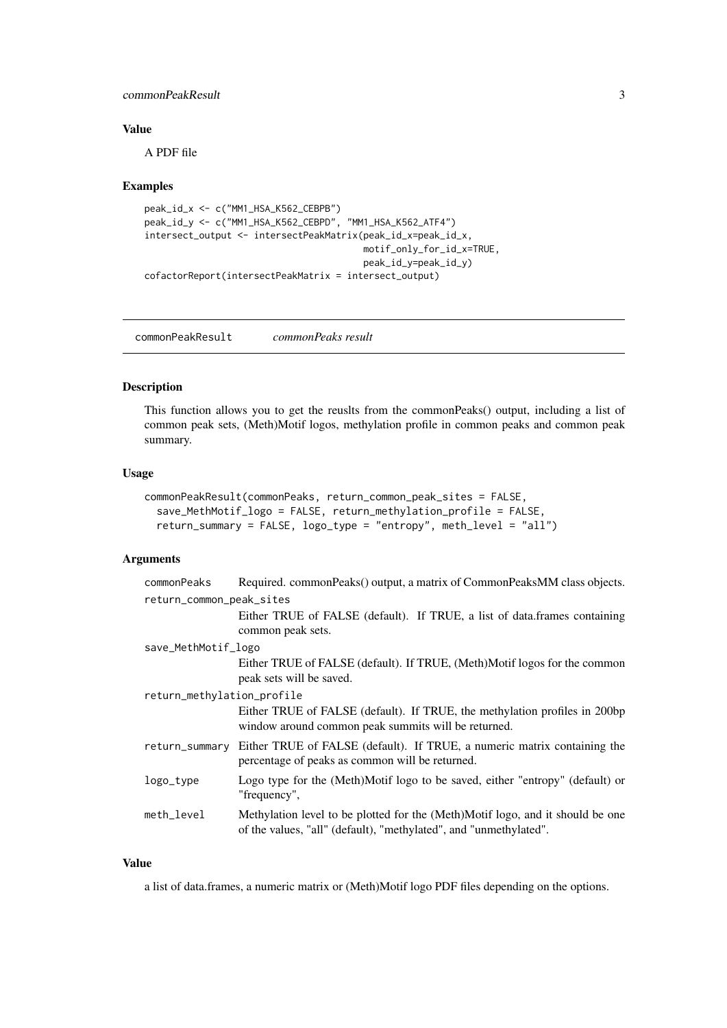### Value

A PDF file

### Examples

```
peak_id_x <- c("MM1_HSA_K562_CEBPB")
peak_id_y <- c("MM1_HSA_K562_CEBPD", "MM1_HSA_K562_ATF4")
intersect_output <- intersectPeakMatrix(peak_id_x=peak_id_x,
                                        motif_only_for_id_x=TRUE,
                                        peak_id_y=peak_id_y)
cofactorReport(intersectPeakMatrix = intersect_output)
```

---

## commonPeakResult    *commonPeaks result*

---

### Description

This function allows you to get the reuslts from the commonPeaks() output, including a list of common peak sets, (Meth)Motif logos, methylation profile in common peaks and common peak summary.

### Usage

```
commonPeakResult(commonPeaks, return_common_peak_sites = FALSE,
  save_MethMotif_logo = FALSE, return_methylation_profile = FALSE,
  return_summary = FALSE, logo_type = "entropy", meth_level = "all")
```

### Arguments

| | |
|---|---|
| commonPeaks | Required. commonPeaks() output, a matrix of CommonPeaksMM class objects. |
| return_common_peak_sites | Either TRUE of FALSE (default). If TRUE, a list of data.frames containing common peak sets. |
| save_MethMotif_logo | Either TRUE of FALSE (default). If TRUE, (Meth)Motif logos for the common peak sets will be saved. |
| return_methylation_profile | Either TRUE of FALSE (default). If TRUE, the methylation profiles in 200bp window around common peak summits will be returned. |
| return_summary | Either TRUE of FALSE (default). If TRUE, a numeric matrix containing the percentage of peaks as common will be returned. |
| logo_type | Logo type for the (Meth)Motif logo to be saved, either "entropy" (default) or "frequency", |
| meth_level | Methylation level to be plotted for the (Meth)Motif logo, and it should be one of the values, "all" (default), "methylated", and "unmethylated". |

### Value

a list of data.frames, a numeric matrix or (Meth)Motif logo PDF files depending on the options.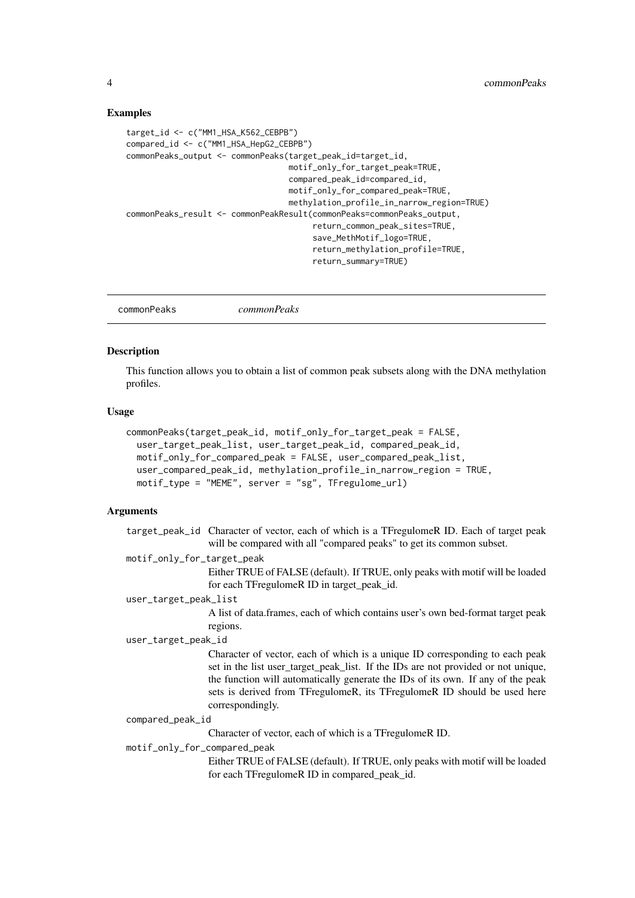### Examples

```
target_id <- c("MM1_HSA_K562_CEBPB")
compared_id <- c("MM1_HSA_HepG2_CEBPB")
commonPeaks_output <- commonPeaks(target_peak_id=target_id,
                                  motif_only_for_target_peak=TRUE,
                                  compared_peak_id=compared_id,
                                  motif_only_for_compared_peak=TRUE,
                                  methylation_profile_in_narrow_region=TRUE)
commonPeaks_result <- commonPeakResult(commonPeaks=commonPeaks_output,
                                       return_common_peak_sites=TRUE,
                                       save_MethMotif_logo=TRUE,
                                       return_methylation_profile=TRUE,
                                       return_summary=TRUE)
```

## commonPeaks *commonPeaks*

### Description

This function allows you to obtain a list of common peak subsets along with the DNA methylation profiles.

### Usage

```
commonPeaks(target_peak_id, motif_only_for_target_peak = FALSE,
  user_target_peak_list, user_target_peak_id, compared_peak_id,
  motif_only_for_compared_peak = FALSE, user_compared_peak_list,
  user_compared_peak_id, methylation_profile_in_narrow_region = TRUE,
  motif_type = "MEME", server = "sg", TFregulome_url)
```

### Arguments

`target_peak_id`
: Character of vector, each of which is a TFregulomeR ID. Each of target peak will be compared with all "compared peaks" to get its common subset.

`motif_only_for_target_peak`
: Either TRUE of FALSE (default). If TRUE, only peaks with motif will be loaded for each TFregulomeR ID in target_peak_id.

`user_target_peak_list`
: A list of data.frames, each of which contains user's own bed-format target peak regions.

`user_target_peak_id`
: Character of vector, each of which is a unique ID corresponding to each peak set in the list user_target_peak_list. If the IDs are not provided or not unique, the function will automatically generate the IDs of its own. If any of the peak sets is derived from TFregulomeR, its TFregulomeR ID should be used here correspondingly.

`compared_peak_id`
: Character of vector, each of which is a TFregulomeR ID.

`motif_only_for_compared_peak`
: Either TRUE of FALSE (default). If TRUE, only peaks with motif will be loaded for each TFregulomeR ID in compared_peak_id.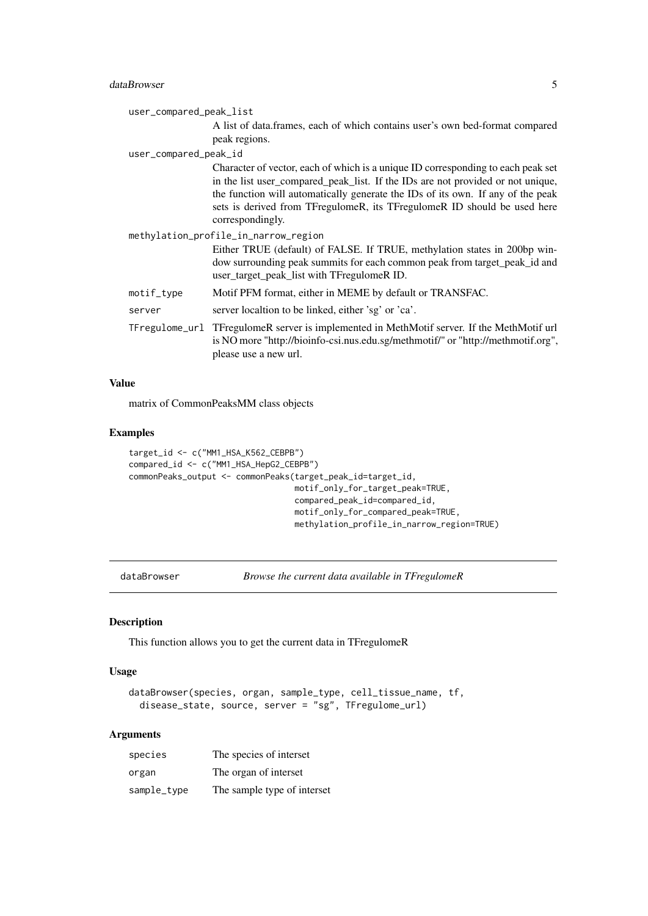user_compared_peak_list
: A list of data.frames, each of which contains user's own bed-format compared peak regions.

user_compared_peak_id
: Character of vector, each of which is a unique ID corresponding to each peak set in the list user_compared_peak_list. If the IDs are not provided or not unique, the function will automatically generate the IDs of its own. If any of the peak sets is derived from TFregulomeR, its TFregulomeR ID should be used here correspondingly.

methylation_profile_in_narrow_region
: Either TRUE (default) of FALSE. If TRUE, methylation states in 200bp window surrounding peak summits for each common peak from target_peak_id and user_target_peak_list with TFregulomeR ID.

| | |
|---|---|
| `motif_type` | Motif PFM format, either in MEME by default or TRANSFAC. |
| `server` | server localtion to be linked, either 'sg' or 'ca'. |
| `TFregulome_url` | TFregulomeR server is implemented in MethMotif server. If the MethMotif url is NO more "http://bioinfo-csi.nus.edu.sg/methmotif/" or "http://methmotif.org", please use a new url. |

### Value

matrix of CommonPeaksMM class objects

### Examples

```
target_id <- c("MM1_HSA_K562_CEBPB")
compared_id <- c("MM1_HSA_HepG2_CEBPB")
commonPeaks_output <- commonPeaks(target_peak_id=target_id,
                                  motif_only_for_target_peak=TRUE,
                                  compared_peak_id=compared_id,
                                  motif_only_for_compared_peak=TRUE,
                                  methylation_profile_in_narrow_region=TRUE)
```

---

## dataBrowser &nbsp;&nbsp;&nbsp; *Browse the current data available in TFregulomeR*

### Description

This function allows you to get the current data in TFregulomeR

### Usage

```
dataBrowser(species, organ, sample_type, cell_tissue_name, tf,
  disease_state, source, server = "sg", TFregulome_url)
```

### Arguments

| | |
|---|---|
| `species` | The species of interset |
| `organ` | The organ of interset |
| `sample_type` | The sample type of interset |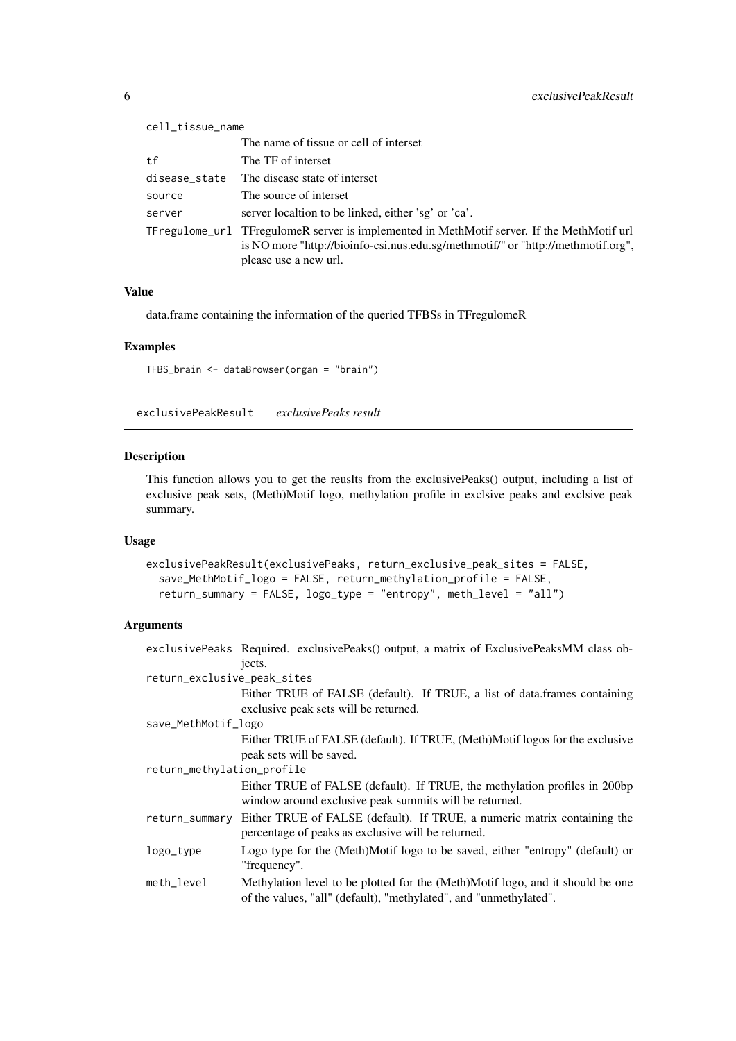| | |
|---|---|
| cell_tissue_name | The name of tissue or cell of interset |
| tf | The TF of interset |
| disease_state | The disease state of interset |
| source | The source of interset |
| server | server localtion to be linked, either 'sg' or 'ca'. |
| TFregulome_url | TFregulomeR server is implemented in MethMotif server. If the MethMotif url is NO more "http://bioinfo-csi.nus.edu.sg/methmotif/" or "http://methmotif.org", please use a new url. |

### Value

data.frame containing the information of the queried TFBSs in TFregulomeR

### Examples

```
TFBS_brain <- dataBrowser(organ = "brain")
```

---

## exclusivePeakResult *exclusivePeaks result*

---

### Description

This function allows you to get the reuslts from the exclusivePeaks() output, including a list of exclusive peak sets, (Meth)Motif logo, methylation profile in exclsive peaks and exclsive peak summary.

### Usage

```
exclusivePeakResult(exclusivePeaks, return_exclusive_peak_sites = FALSE,
  save_MethMotif_logo = FALSE, return_methylation_profile = FALSE,
  return_summary = FALSE, logo_type = "entropy", meth_level = "all")
```

### Arguments

| | |
|---|---|
| exclusivePeaks | Required. exclusivePeaks() output, a matrix of ExclusivePeaksMM class objects. |
| return_exclusive_peak_sites | Either TRUE of FALSE (default). If TRUE, a list of data.frames containing exclusive peak sets will be returned. |
| save_MethMotif_logo | Either TRUE of FALSE (default). If TRUE, (Meth)Motif logos for the exclusive peak sets will be saved. |
| return_methylation_profile | Either TRUE of FALSE (default). If TRUE, the methylation profiles in 200bp window around exclusive peak summits will be returned. |
| return_summary | Either TRUE of FALSE (default). If TRUE, a numeric matrix containing the percentage of peaks as exclusive will be returned. |
| logo_type | Logo type for the (Meth)Motif logo to be saved, either "entropy" (default) or "frequency". |
| meth_level | Methylation level to be plotted for the (Meth)Motif logo, and it should be one of the values, "all" (default), "methylated", and "unmethylated". |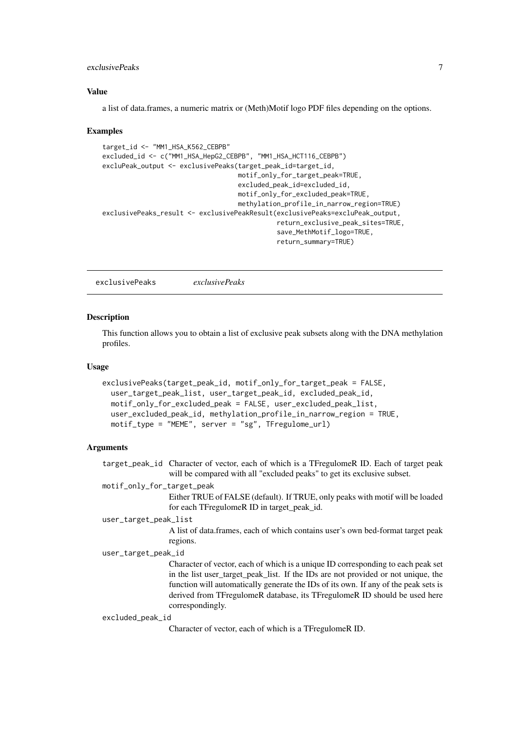### Value

a list of data.frames, a numeric matrix or (Meth)Motif logo PDF files depending on the options.

### Examples

```
target_id <- "MM1_HSA_K562_CEBPB"
excluded_id <- c("MM1_HSA_HepG2_CEBPB", "MM1_HSA_HCT116_CEBPB")
excluPeak_output <- exclusivePeaks(target_peak_id=target_id,
                                   motif_only_for_target_peak=TRUE,
                                   excluded_peak_id=excluded_id,
                                   motif_only_for_excluded_peak=TRUE,
                                   methylation_profile_in_narrow_region=TRUE)
exclusivePeaks_result <- exclusivePeakResult(exclusivePeaks=excluPeak_output,
                                             return_exclusive_peak_sites=TRUE,
                                             save_MethMotif_logo=TRUE,
                                             return_summary=TRUE)
```

---

## exclusivePeaks *exclusivePeaks*

### Description

This function allows you to obtain a list of exclusive peak subsets along with the DNA methylation profiles.

### Usage

```
exclusivePeaks(target_peak_id, motif_only_for_target_peak = FALSE,
  user_target_peak_list, user_target_peak_id, excluded_peak_id,
  motif_only_for_excluded_peak = FALSE, user_excluded_peak_list,
  user_excluded_peak_id, methylation_profile_in_narrow_region = TRUE,
  motif_type = "MEME", server = "sg", TFregulome_url)
```

### Arguments

`target_peak_id` Character of vector, each of which is a TFregulomeR ID. Each of target peak will be compared with all "excluded peaks" to get its exclusive subset.

`motif_only_for_target_peak`
Either TRUE of FALSE (default). If TRUE, only peaks with motif will be loaded for each TFregulomeR ID in target_peak_id.

`user_target_peak_list`
A list of data.frames, each of which contains user's own bed-format target peak regions.

`user_target_peak_id`
Character of vector, each of which is a unique ID corresponding to each peak set in the list user_target_peak_list. If the IDs are not provided or not unique, the function will automatically generate the IDs of its own. If any of the peak sets is derived from TFregulomeR database, its TFregulomeR ID should be used here correspondingly.

`excluded_peak_id`
Character of vector, each of which is a TFregulomeR ID.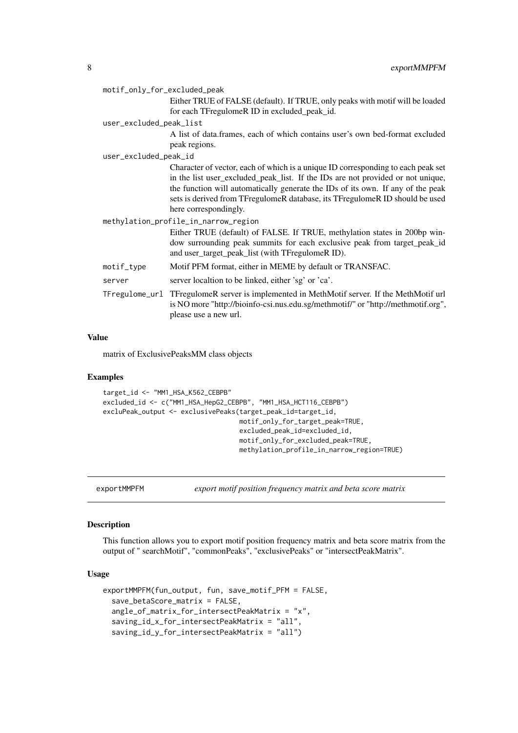`motif_only_for_excluded_peak`
: Either TRUE of FALSE (default). If TRUE, only peaks with motif will be loaded for each TFregulomeR ID in excluded_peak_id.

`user_excluded_peak_list`
: A list of data.frames, each of which contains user's own bed-format excluded peak regions.

`user_excluded_peak_id`
: Character of vector, each of which is a unique ID corresponding to each peak set in the list user_excluded_peak_list. If the IDs are not provided or not unique, the function will automatically generate the IDs of its own. If any of the peak sets is derived from TFregulomeR database, its TFregulomeR ID should be used here correspondingly.

`methylation_profile_in_narrow_region`
: Either TRUE (default) of FALSE. If TRUE, methylation states in 200bp window surrounding peak summits for each exclusive peak from target_peak_id and user_target_peak_list (with TFregulomeR ID).

`motif_type`
: Motif PFM format, either in MEME by default or TRANSFAC.

`server`
: server localtion to be linked, either 'sg' or 'ca'.

`TFregulome_url`
: TFregulomeR server is implemented in MethMotif server. If the MethMotif url is NO more "http://bioinfo-csi.nus.edu.sg/methmotif/" or "http://methmotif.org", please use a new url.

### Value

matrix of ExclusivePeaksMM class objects

### Examples

```
target_id <- "MM1_HSA_K562_CEBPB"
excluded_id <- c("MM1_HSA_HepG2_CEBPB", "MM1_HSA_HCT116_CEBPB")
excluPeak_output <- exclusivePeaks(target_peak_id=target_id,
                                  motif_only_for_target_peak=TRUE,
                                  excluded_peak_id=excluded_id,
                                  motif_only_for_excluded_peak=TRUE,
                                  methylation_profile_in_narrow_region=TRUE)
```

---

## exportMMPFM *export motif position frequency matrix and beta score matrix*

---

### Description

This function allows you to export motif position frequency matrix and beta score matrix from the output of " searchMotif", "commonPeaks", "exclusivePeaks" or "intersectPeakMatrix".

### Usage

```
exportMMPFM(fun_output, fun, save_motif_PFM = FALSE,
  save_betaScore_matrix = FALSE,
  angle_of_matrix_for_intersectPeakMatrix = "x",
  saving_id_x_for_intersectPeakMatrix = "all",
  saving_id_y_for_intersectPeakMatrix = "all")
```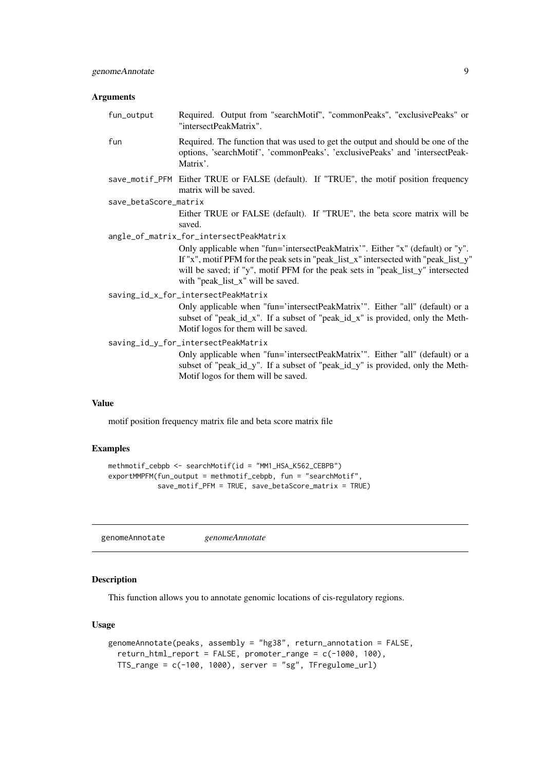### Arguments

| | |
|---|---|
| fun_output | Required. Output from "searchMotif", "commonPeaks", "exclusivePeaks" or "intersectPeakMatrix". |
| fun | Required. The function that was used to get the output and should be one of the options, 'searchMotif', 'commonPeaks', 'exclusivePeaks' and 'intersectPeakMatrix'. |
| save_motif_PFM | Either TRUE or FALSE (default). If "TRUE", the motif position frequency matrix will be saved. |
| save_betaScore_matrix | Either TRUE or FALSE (default). If "TRUE", the beta score matrix will be saved. |
| angle_of_matrix_for_intersectPeakMatrix | Only applicable when "fun='intersectPeakMatrix'". Either "x" (default) or "y". If "x", motif PFM for the peak sets in "peak_list_x" intersected with "peak_list_y" will be saved; if "y", motif PFM for the peak sets in "peak_list_y" intersected with "peak_list_x" will be saved. |
| saving_id_x_for_intersectPeakMatrix | Only applicable when "fun='intersectPeakMatrix'". Either "all" (default) or a subset of "peak_id_x". If a subset of "peak_id_x" is provided, only the MethMotif logos for them will be saved. |
| saving_id_y_for_intersectPeakMatrix | Only applicable when "fun='intersectPeakMatrix'". Either "all" (default) or a subset of "peak_id_y". If a subset of "peak_id_y" is provided, only the MethMotif logos for them will be saved. |

### Value

motif position frequency matrix file and beta score matrix file

### Examples

```
methmotif_cebpb <- searchMotif(id = "MM1_HSA_K562_CEBPB")
exportMMPFM(fun_output = methmotif_cebpb, fun = "searchMotif",
            save_motif_PFM = TRUE, save_betaScore_matrix = TRUE)
```

---

## genomeAnnotate *genomeAnnotate*

### Description

This function allows you to annotate genomic locations of cis-regulatory regions.

### Usage

```
genomeAnnotate(peaks, assembly = "hg38", return_annotation = FALSE,
  return_html_report = FALSE, promoter_range = c(-1000, 100),
  TTS_range = c(-100, 1000), server = "sg", TFregulome_url)
```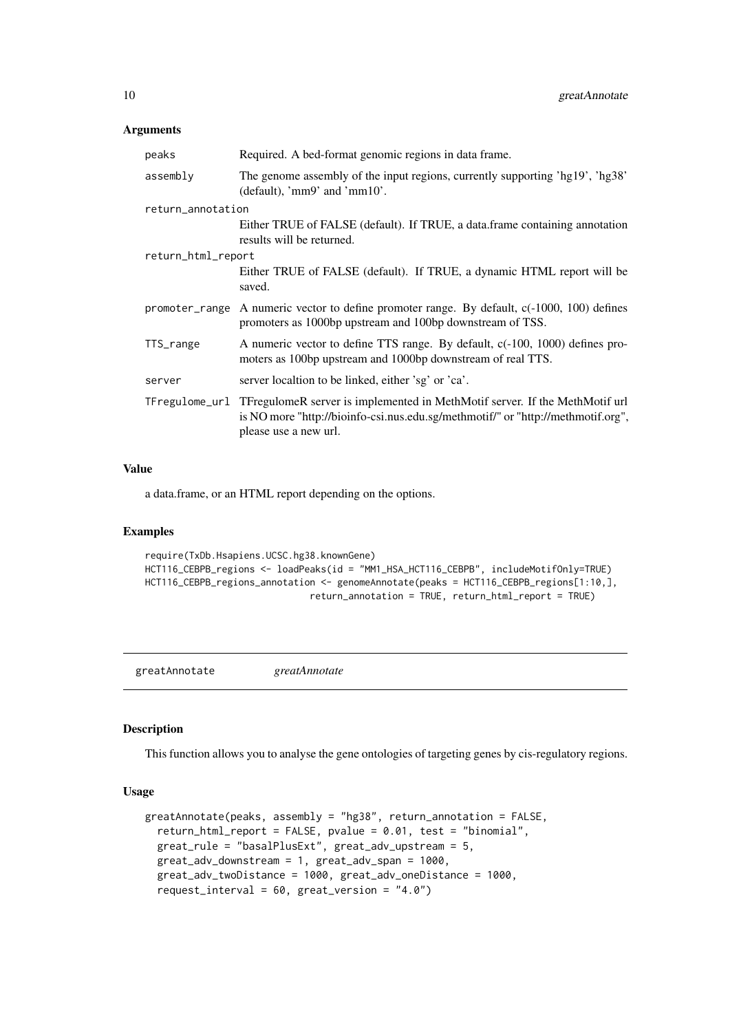### Arguments

| | |
|---|---|
| `peaks` | Required. A bed-format genomic regions in data frame. |
| `assembly` | The genome assembly of the input regions, currently supporting 'hg19', 'hg38' (default), 'mm9' and 'mm10'. |
| `return_annotation` | Either TRUE of FALSE (default). If TRUE, a data.frame containing annotation results will be returned. |
| `return_html_report` | Either TRUE of FALSE (default). If TRUE, a dynamic HTML report will be saved. |
| `promoter_range` | A numeric vector to define promoter range. By default, c(-1000, 100) defines promoters as 1000bp upstream and 100bp downstream of TSS. |
| `TTS_range` | A numeric vector to define TTS range. By default, c(-100, 1000) defines promoters as 100bp upstream and 1000bp downstream of real TTS. |
| `server` | server localtion to be linked, either 'sg' or 'ca'. |
| `TFregulome_url` | TFregulomeR server is implemented in MethMotif server. If the MethMotif url is NO more "http://bioinfo-csi.nus.edu.sg/methmotif/" or "http://methmotif.org", please use a new url. |

### Value

a data.frame, or an HTML report depending on the options.

### Examples

```
require(TxDb.Hsapiens.UCSC.hg38.knownGene)
HCT116_CEBPB_regions <- loadPeaks(id = "MM1_HSA_HCT116_CEBPB", includeMotifOnly=TRUE)
HCT116_CEBPB_regions_annotation <- genomeAnnotate(peaks = HCT116_CEBPB_regions[1:10,],
                                return_annotation = TRUE, return_html_report = TRUE)
```

---

## greatAnnotate *greatAnnotate*

### Description

This function allows you to analyse the gene ontologies of targeting genes by cis-regulatory regions.

### Usage

```
greatAnnotate(peaks, assembly = "hg38", return_annotation = FALSE,
  return_html_report = FALSE, pvalue = 0.01, test = "binomial",
  great_rule = "basalPlusExt", great_adv_upstream = 5,
  great_adv_downstream = 1, great_adv_span = 1000,
  great_adv_twoDistance = 1000, great_adv_oneDistance = 1000,
  request_interval = 60, great_version = "4.0")
```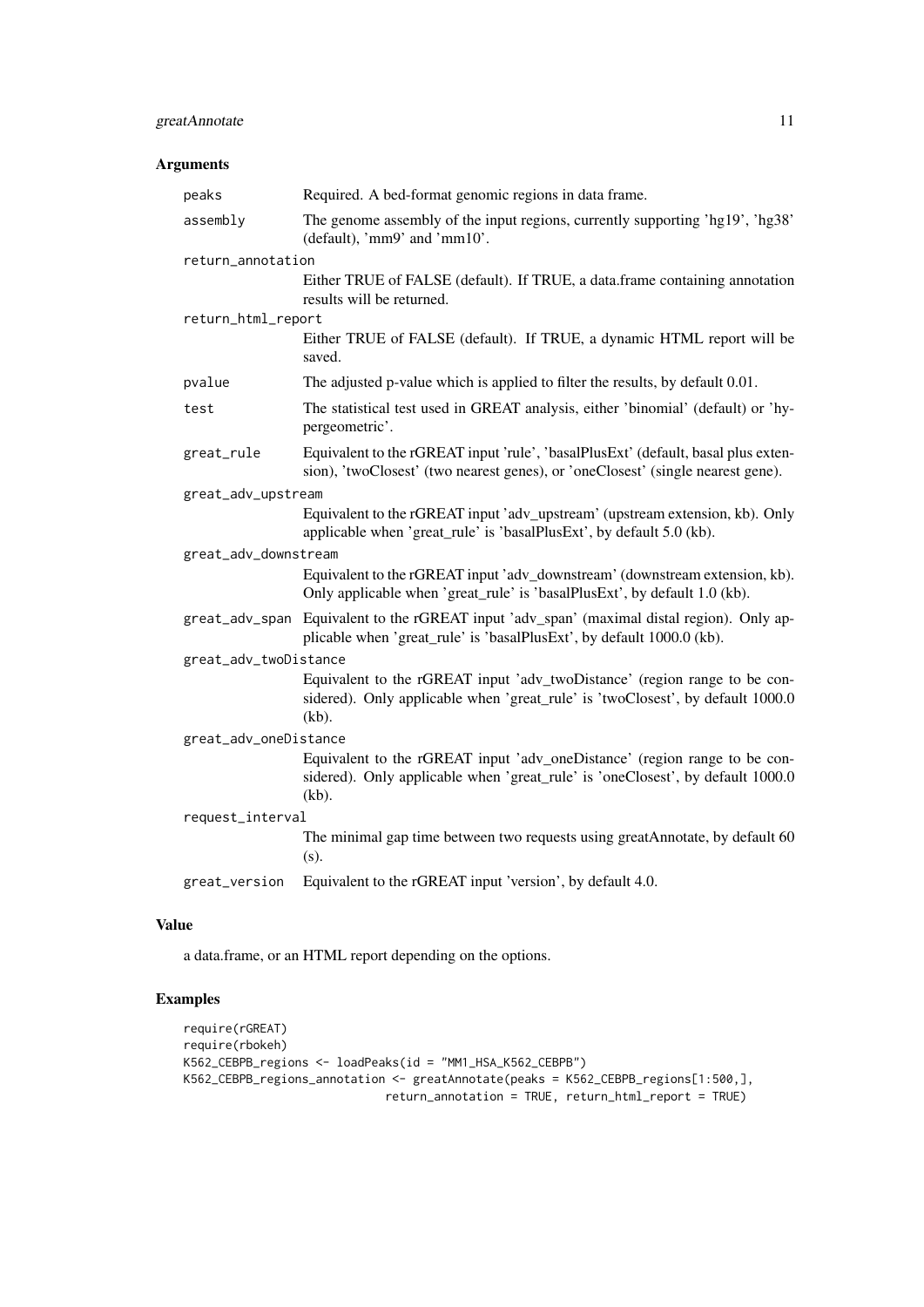### Arguments

- `peaks` — Required. A bed-format genomic regions in data frame.
- `assembly` — The genome assembly of the input regions, currently supporting 'hg19', 'hg38' (default), 'mm9' and 'mm10'.
- `return_annotation` — Either TRUE of FALSE (default). If TRUE, a data.frame containing annotation results will be returned.
- `return_html_report` — Either TRUE of FALSE (default). If TRUE, a dynamic HTML report will be saved.
- `pvalue` — The adjusted p-value which is applied to filter the results, by default 0.01.
- `test` — The statistical test used in GREAT analysis, either 'binomial' (default) or 'hypergeometric'.
- `great_rule` — Equivalent to the rGREAT input 'rule', 'basalPlusExt' (default, basal plus extension), 'twoClosest' (two nearest genes), or 'oneClosest' (single nearest gene).
- `great_adv_upstream` — Equivalent to the rGREAT input 'adv_upstream' (upstream extension, kb). Only applicable when 'great_rule' is 'basalPlusExt', by default 5.0 (kb).
- `great_adv_downstream` — Equivalent to the rGREAT input 'adv_downstream' (downstream extension, kb). Only applicable when 'great_rule' is 'basalPlusExt', by default 1.0 (kb).
- `great_adv_span` — Equivalent to the rGREAT input 'adv_span' (maximal distal region). Only applicable when 'great_rule' is 'basalPlusExt', by default 1000.0 (kb).
- `great_adv_twoDistance` — Equivalent to the rGREAT input 'adv_twoDistance' (region range to be considered). Only applicable when 'great_rule' is 'twoClosest', by default 1000.0 (kb).
- `great_adv_oneDistance` — Equivalent to the rGREAT input 'adv_oneDistance' (region range to be considered). Only applicable when 'great_rule' is 'oneClosest', by default 1000.0 (kb).
- `request_interval` — The minimal gap time between two requests using greatAnnotate, by default 60 (s).
- `great_version` — Equivalent to the rGREAT input 'version', by default 4.0.

### Value

a data.frame, or an HTML report depending on the options.

### Examples

```
require(rGREAT)
require(rbokeh)
K562_CEBPB_regions <- loadPeaks(id = "MM1_HSA_K562_CEBPB")
K562_CEBPB_regions_annotation <- greatAnnotate(peaks = K562_CEBPB_regions[1:500,],
                              return_annotation = TRUE, return_html_report = TRUE)
```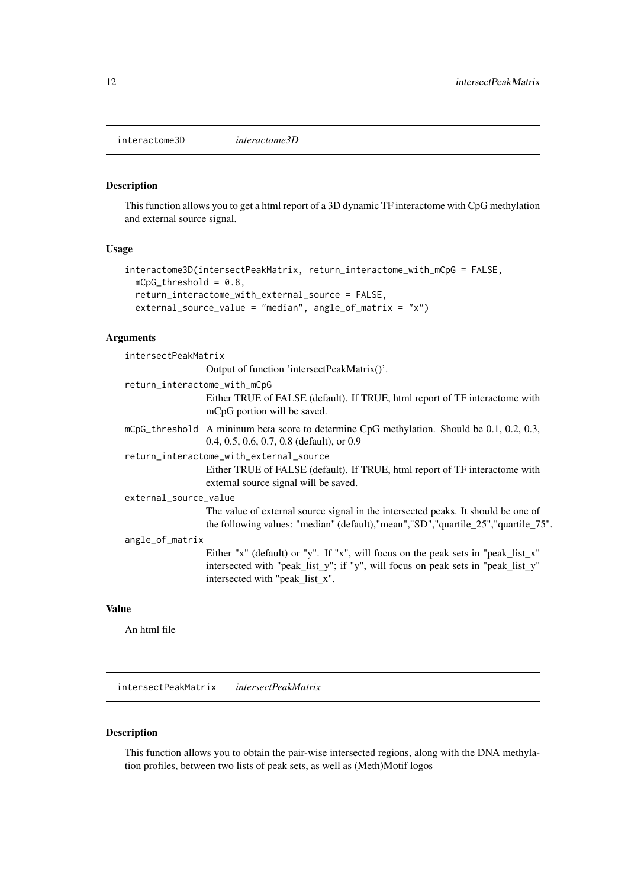## interactome3D *interactome3D*

### Description

This function allows you to get a html report of a 3D dynamic TF interactome with CpG methylation and external source signal.

### Usage

```
interactome3D(intersectPeakMatrix, return_interactome_with_mCpG = FALSE,
  mCpG_threshold = 0.8,
  return_interactome_with_external_source = FALSE,
  external_source_value = "median", angle_of_matrix = "x")
```

### Arguments

`intersectPeakMatrix`
: Output of function 'intersectPeakMatrix()'.

`return_interactome_with_mCpG`
: Either TRUE of FALSE (default). If TRUE, html report of TF interactome with mCpG portion will be saved.

`mCpG_threshold`
: A mininum beta score to determine CpG methylation. Should be 0.1, 0.2, 0.3, 0.4, 0.5, 0.6, 0.7, 0.8 (default), or 0.9

`return_interactome_with_external_source`
: Either TRUE of FALSE (default). If TRUE, html report of TF interactome with external source signal will be saved.

`external_source_value`
: The value of external source signal in the intersected peaks. It should be one of the following values: "median" (default),"mean","SD","quartile_25","quartile_75".

`angle_of_matrix`
: Either "x" (default) or "y". If "x", will focus on the peak sets in "peak_list_x" intersected with "peak_list_y"; if "y", will focus on peak sets in "peak_list_y" intersected with "peak_list_x".

### Value

An html file

## intersectPeakMatrix *intersectPeakMatrix*

### Description

This function allows you to obtain the pair-wise intersected regions, along with the DNA methylation profiles, between two lists of peak sets, as well as (Meth)Motif logos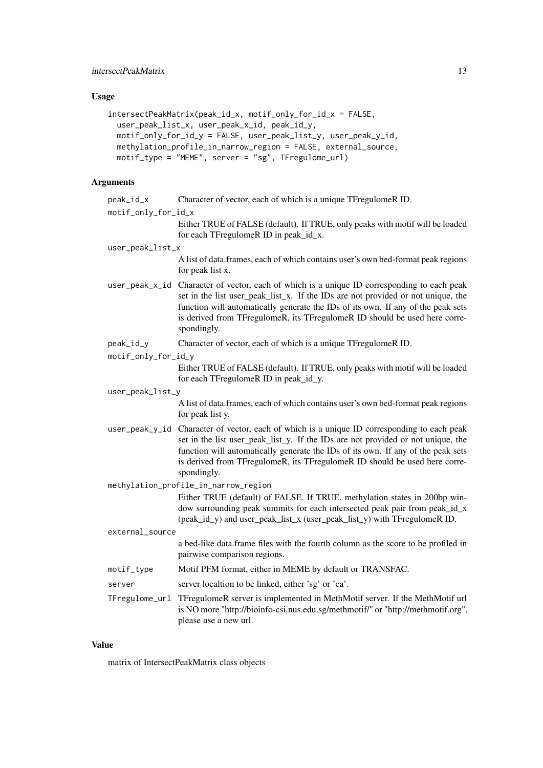## Usage

```
intersectPeakMatrix(peak_id_x, motif_only_for_id_x = FALSE,
  user_peak_list_x, user_peak_x_id, peak_id_y,
  motif_only_for_id_y = FALSE, user_peak_list_y, user_peak_y_id,
  methylation_profile_in_narrow_region = FALSE, external_source,
  motif_type = "MEME", server = "sg", TFregulome_url)
```

## Arguments

- `peak_id_x` Character of vector, each of which is a unique TFregulomeR ID.
- `motif_only_for_id_x` Either TRUE of FALSE (default). If TRUE, only peaks with motif will be loaded for each TFregulomeR ID in peak_id_x.
- `user_peak_list_x` A list of data.frames, each of which contains user's own bed-format peak regions for peak list x.
- `user_peak_x_id` Character of vector, each of which is a unique ID corresponding to each peak set in the list user_peak_list_x. If the IDs are not provided or not unique, the function will automatically generate the IDs of its own. If any of the peak sets is derived from TFregulomeR, its TFregulomeR ID should be used here correspondingly.
- `peak_id_y` Character of vector, each of which is a unique TFregulomeR ID.
- `motif_only_for_id_y` Either TRUE of FALSE (default). If TRUE, only peaks with motif will be loaded for each TFregulomeR ID in peak_id_y.
- `user_peak_list_y` A list of data.frames, each of which contains user's own bed-format peak regions for peak list y.
- `user_peak_y_id` Character of vector, each of which is a unique ID corresponding to each peak set in the list user_peak_list_y. If the IDs are not provided or not unique, the function will automatically generate the IDs of its own. If any of the peak sets is derived from TFregulomeR, its TFregulomeR ID should be used here correspondingly.
- `methylation_profile_in_narrow_region` Either TRUE (default) of FALSE. If TRUE, methylation states in 200bp window surrounding peak summits for each intersected peak pair from peak_id_x (peak_id_y) and user_peak_list_x (user_peak_list_y) with TFregulomeR ID.
- `external_source` a bed-like data.frame files with the fourth column as the score to be profiled in pairwise comparison regions.
- `motif_type` Motif PFM format, either in MEME by default or TRANSFAC.
- `server` server localtion to be linked, either 'sg' or 'ca'.
- `TFregulome_url` TFregulomeR server is implemented in MethMotif server. If the MethMotif url is NO more "http://bioinfo-csi.nus.edu.sg/methmotif/" or "http://methmotif.org", please use a new url.

## Value

matrix of IntersectPeakMatrix class objects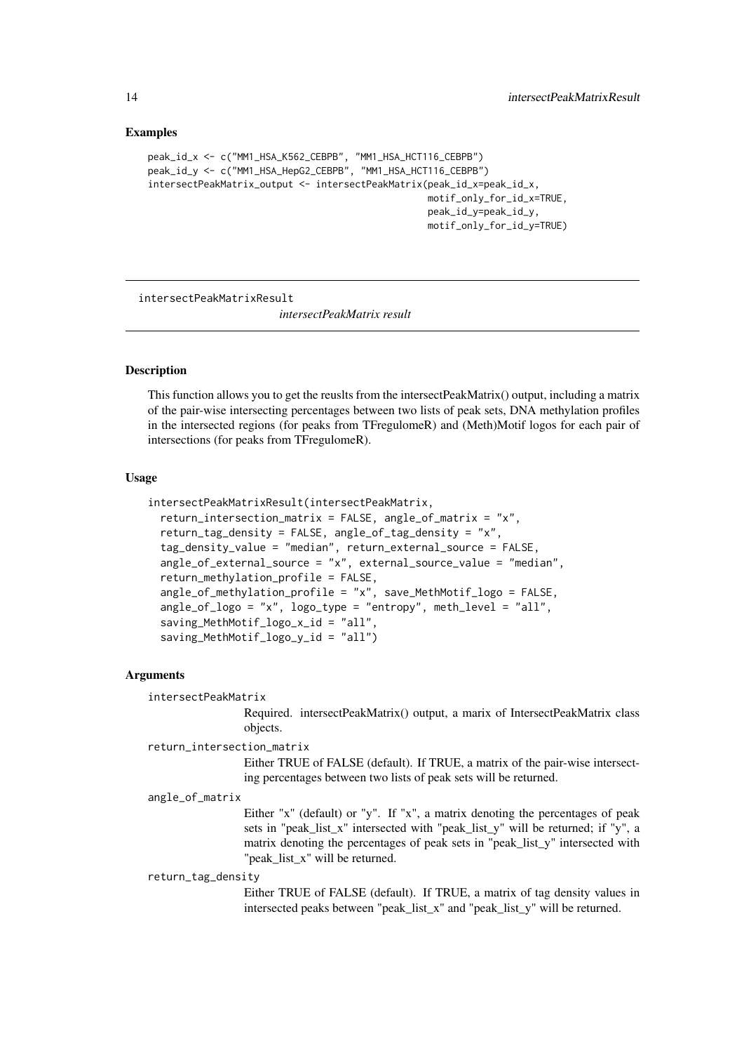### Examples

```
peak_id_x <- c("MM1_HSA_K562_CEBPB", "MM1_HSA_HCT116_CEBPB")
peak_id_y <- c("MM1_HSA_HepG2_CEBPB", "MM1_HSA_HCT116_CEBPB")
intersectPeakMatrix_output <- intersectPeakMatrix(peak_id_x=peak_id_x,
                                                  motif_only_for_id_x=TRUE,
                                                  peak_id_y=peak_id_y,
                                                  motif_only_for_id_y=TRUE)
```

## intersectPeakMatrixResult

*intersectPeakMatrix result*

### Description

This function allows you to get the reuslts from the intersectPeakMatrix() output, including a matrix of the pair-wise intersecting percentages between two lists of peak sets, DNA methylation profiles in the intersected regions (for peaks from TFregulomeR) and (Meth)Motif logos for each pair of intersections (for peaks from TFregulomeR).

### Usage

```
intersectPeakMatrixResult(intersectPeakMatrix,
  return_intersection_matrix = FALSE, angle_of_matrix = "x",
  return_tag_density = FALSE, angle_of_tag_density = "x",
  tag_density_value = "median", return_external_source = FALSE,
  angle_of_external_source = "x", external_source_value = "median",
  return_methylation_profile = FALSE,
  angle_of_methylation_profile = "x", save_MethMotif_logo = FALSE,
  angle_of_logo = "x", logo_type = "entropy", meth_level = "all",
  saving_MethMotif_logo_x_id = "all",
  saving_MethMotif_logo_y_id = "all")
```

### Arguments

`intersectPeakMatrix`
: Required. intersectPeakMatrix() output, a marix of IntersectPeakMatrix class objects.

`return_intersection_matrix`
: Either TRUE of FALSE (default). If TRUE, a matrix of the pair-wise intersecting percentages between two lists of peak sets will be returned.

`angle_of_matrix`
: Either "x" (default) or "y". If "x", a matrix denoting the percentages of peak sets in "peak_list_x" intersected with "peak_list_y" will be returned; if "y", a matrix denoting the percentages of peak sets in "peak_list_y" intersected with "peak_list_x" will be returned.

`return_tag_density`
: Either TRUE of FALSE (default). If TRUE, a matrix of tag density values in intersected peaks between "peak_list_x" and "peak_list_y" will be returned.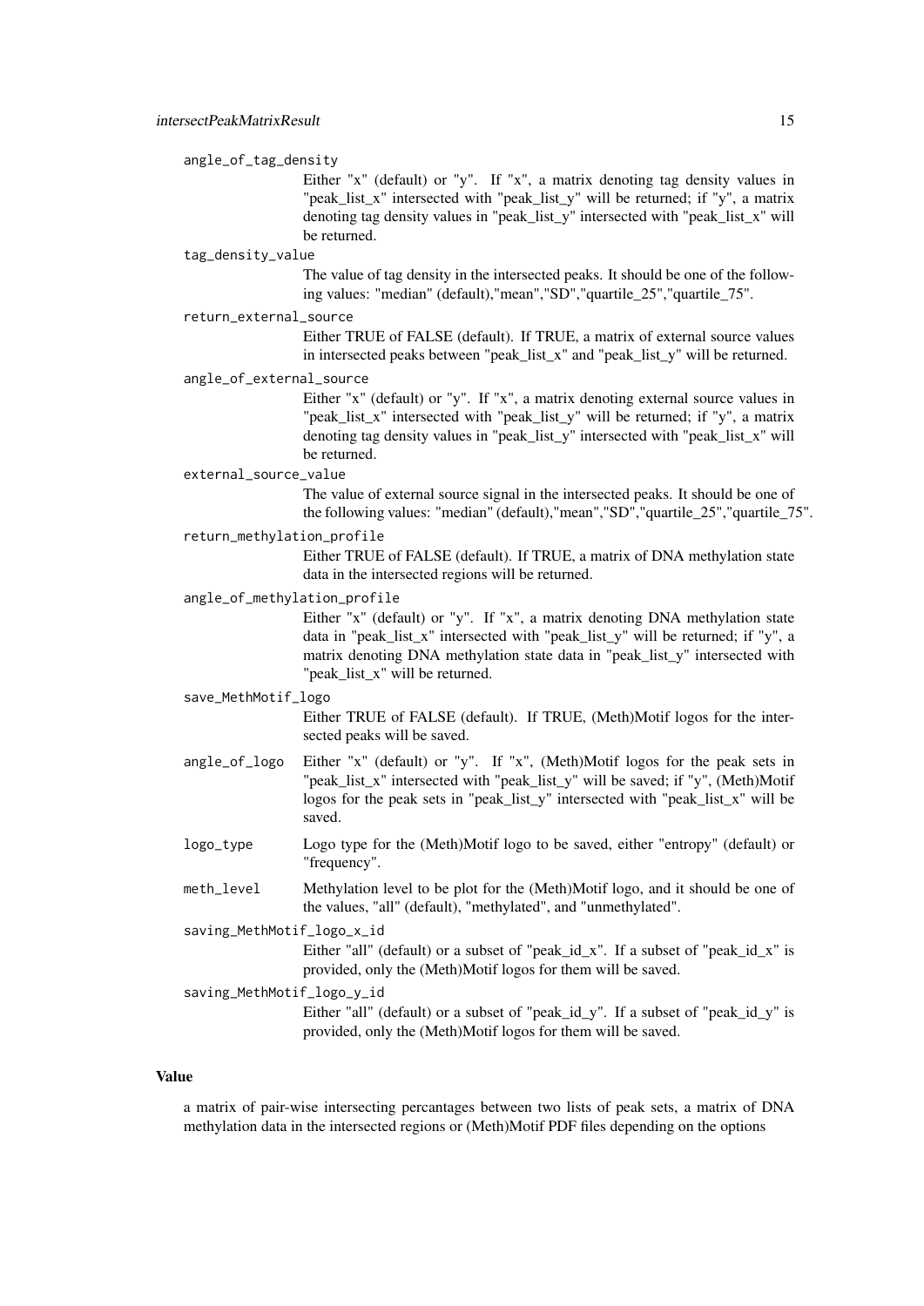angle_of_tag_density
: Either "x" (default) or "y". If "x", a matrix denoting tag density values in "peak_list_x" intersected with "peak_list_y" will be returned; if "y", a matrix denoting tag density values in "peak_list_y" intersected with "peak_list_x" will be returned.

tag_density_value
: The value of tag density in the intersected peaks. It should be one of the following values: "median" (default),"mean","SD","quartile_25","quartile_75".

return_external_source
: Either TRUE of FALSE (default). If TRUE, a matrix of external source values in intersected peaks between "peak_list_x" and "peak_list_y" will be returned.

angle_of_external_source
: Either "x" (default) or "y". If "x", a matrix denoting external source values in "peak_list_x" intersected with "peak_list_y" will be returned; if "y", a matrix denoting tag density values in "peak_list_y" intersected with "peak_list_x" will be returned.

external_source_value
: The value of external source signal in the intersected peaks. It should be one of the following values: "median" (default),"mean","SD","quartile_25","quartile_75".

return_methylation_profile
: Either TRUE of FALSE (default). If TRUE, a matrix of DNA methylation state data in the intersected regions will be returned.

angle_of_methylation_profile
: Either "x" (default) or "y". If "x", a matrix denoting DNA methylation state data in "peak_list_x" intersected with "peak_list_y" will be returned; if "y", a matrix denoting DNA methylation state data in "peak_list_y" intersected with "peak_list_x" will be returned.

save_MethMotif_logo
: Either TRUE of FALSE (default). If TRUE, (Meth)Motif logos for the intersected peaks will be saved.

angle_of_logo
: Either "x" (default) or "y". If "x", (Meth)Motif logos for the peak sets in "peak_list_x" intersected with "peak_list_y" will be saved; if "y", (Meth)Motif logos for the peak sets in "peak_list_y" intersected with "peak_list_x" will be saved.

logo_type
: Logo type for the (Meth)Motif logo to be saved, either "entropy" (default) or "frequency".

meth_level
: Methylation level to be plot for the (Meth)Motif logo, and it should be one of the values, "all" (default), "methylated", and "unmethylated".

saving_MethMotif_logo_x_id
: Either "all" (default) or a subset of "peak_id_x". If a subset of "peak_id_x" is provided, only the (Meth)Motif logos for them will be saved.

saving_MethMotif_logo_y_id
: Either "all" (default) or a subset of "peak_id_y". If a subset of "peak_id_y" is provided, only the (Meth)Motif logos for them will be saved.

## Value

a matrix of pair-wise intersecting percantages between two lists of peak sets, a matrix of DNA methylation data in the intersected regions or (Meth)Motif PDF files depending on the options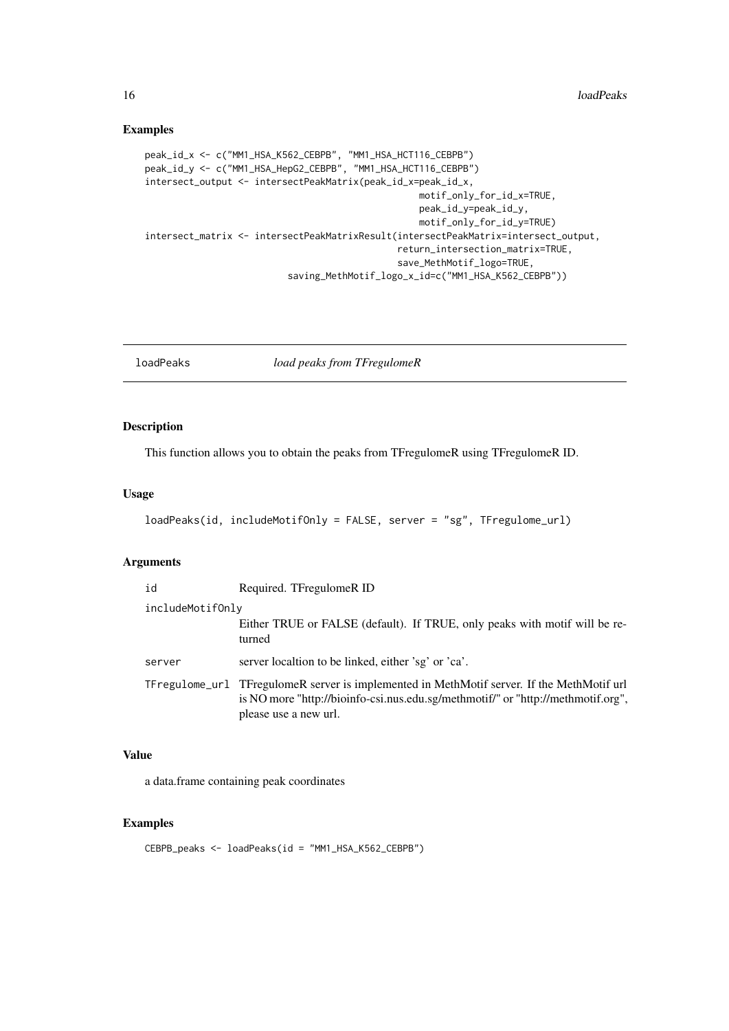### Examples

```
peak_id_x <- c("MM1_HSA_K562_CEBPB", "MM1_HSA_HCT116_CEBPB")
peak_id_y <- c("MM1_HSA_HepG2_CEBPB", "MM1_HSA_HCT116_CEBPB")
intersect_output <- intersectPeakMatrix(peak_id_x=peak_id_x,
                                        motif_only_for_id_x=TRUE,
                                        peak_id_y=peak_id_y,
                                        motif_only_for_id_y=TRUE)
intersect_matrix <- intersectPeakMatrixResult(intersectPeakMatrix=intersect_output,
                                              return_intersection_matrix=TRUE,
                                              save_MethMotif_logo=TRUE,
                            saving_MethMotif_logo_x_id=c("MM1_HSA_K562_CEBPB"))
```

---

## loadPeaks    *load peaks from TFregulomeR*

### Description

This function allows you to obtain the peaks from TFregulomeR using TFregulomeR ID.

### Usage

```
loadPeaks(id, includeMotifOnly = FALSE, server = "sg", TFregulome_url)
```

### Arguments

| | |
|---|---|
| id | Required. TFregulomeR ID |
| includeMotifOnly | Either TRUE or FALSE (default). If TRUE, only peaks with motif will be returned |
| server | server localtion to be linked, either 'sg' or 'ca'. |
| TFregulome_url | TFregulomeR server is implemented in MethMotif server. If the MethMotif url is NO more "http://bioinfo-csi.nus.edu.sg/methmotif/" or "http://methmotif.org", please use a new url. |

### Value

a data.frame containing peak coordinates

### Examples

```
CEBPB_peaks <- loadPeaks(id = "MM1_HSA_K562_CEBPB")
```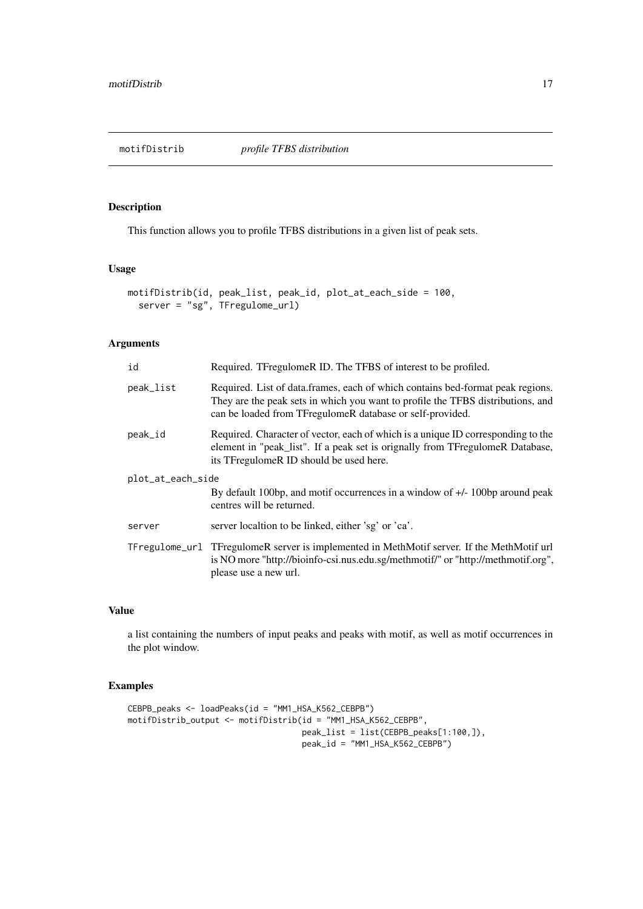## motifDistrib *profile TFBS distribution*

### Description

This function allows you to profile TFBS distributions in a given list of peak sets.

### Usage

```
motifDistrib(id, peak_list, peak_id, plot_at_each_side = 100,
  server = "sg", TFregulome_url)
```

### Arguments

| | |
|---|---|
| id | Required. TFregulomeR ID. The TFBS of interest to be profiled. |
| peak_list | Required. List of data.frames, each of which contains bed-format peak regions. They are the peak sets in which you want to profile the TFBS distributions, and can be loaded from TFregulomeR database or self-provided. |
| peak_id | Required. Character of vector, each of which is a unique ID corresponding to the element in "peak_list". If a peak set is orignally from TFregulomeR Database, its TFregulomeR ID should be used here. |
| plot_at_each_side | By default 100bp, and motif occurrences in a window of +/- 100bp around peak centres will be returned. |
| server | server localtion to be linked, either 'sg' or 'ca'. |
| TFregulome_url | TFregulomeR server is implemented in MethMotif server. If the MethMotif url is NO more "http://bioinfo-csi.nus.edu.sg/methmotif/" or "http://methmotif.org", please use a new url. |

### Value

a list containing the numbers of input peaks and peaks with motif, as well as motif occurrences in the plot window.

### Examples

```
CEBPB_peaks <- loadPeaks(id = "MM1_HSA_K562_CEBPB")
motifDistrib_output <- motifDistrib(id = "MM1_HSA_K562_CEBPB",
                                    peak_list = list(CEBPB_peaks[1:100,]),
                                    peak_id = "MM1_HSA_K562_CEBPB")
```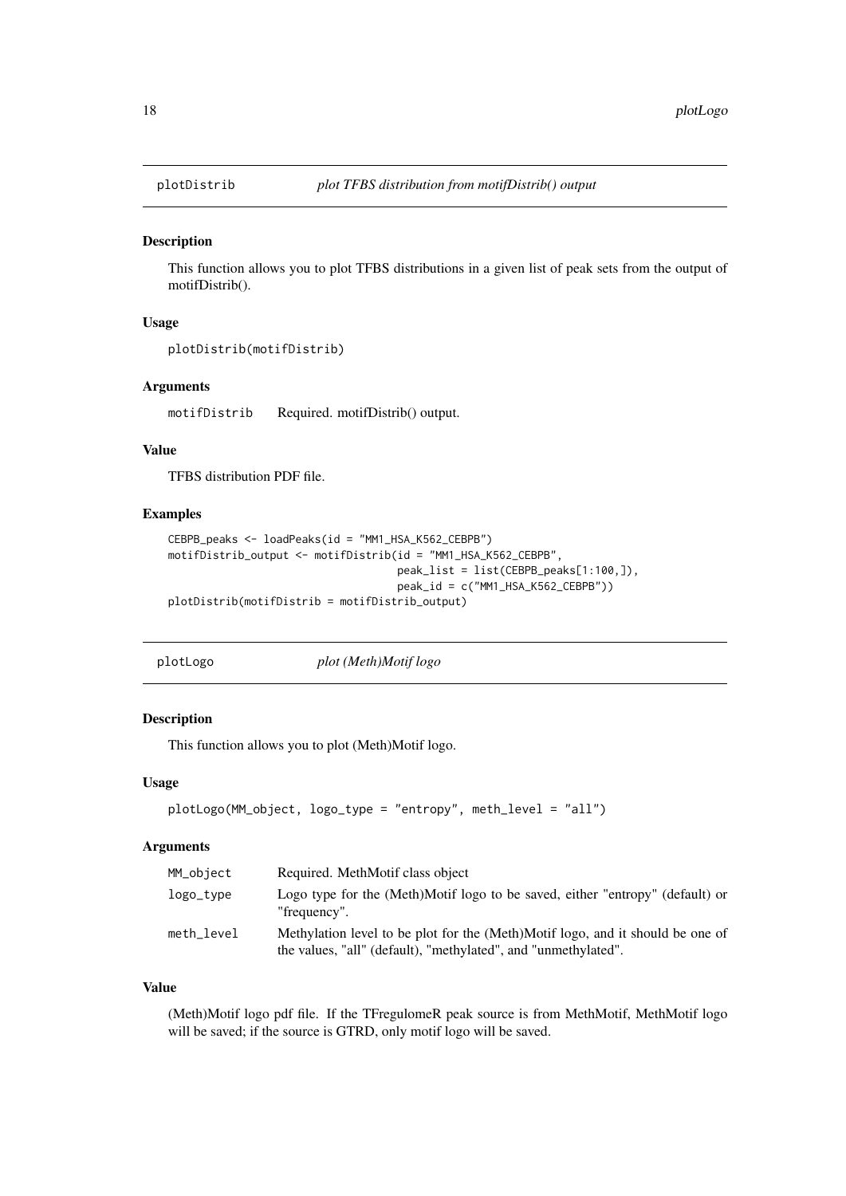## plotDistrib *plot TFBS distribution from motifDistrib() output*

### Description

This function allows you to plot TFBS distributions in a given list of peak sets from the output of motifDistrib().

### Usage

```
plotDistrib(motifDistrib)
```

### Arguments

| | |
|---|---|
| motifDistrib | Required. motifDistrib() output. |

### Value

TFBS distribution PDF file.

### Examples

```
CEBPB_peaks <- loadPeaks(id = "MM1_HSA_K562_CEBPB")
motifDistrib_output <- motifDistrib(id = "MM1_HSA_K562_CEBPB",
                                    peak_list = list(CEBPB_peaks[1:100,]),
                                    peak_id = c("MM1_HSA_K562_CEBPB"))
plotDistrib(motifDistrib = motifDistrib_output)
```

## plotLogo *plot (Meth)Motif logo*

### Description

This function allows you to plot (Meth)Motif logo.

### Usage

```
plotLogo(MM_object, logo_type = "entropy", meth_level = "all")
```

### Arguments

| | |
|---|---|
| MM_object | Required. MethMotif class object |
| logo_type | Logo type for the (Meth)Motif logo to be saved, either "entropy" (default) or "frequency". |
| meth_level | Methylation level to be plot for the (Meth)Motif logo, and it should be one of the values, "all" (default), "methylated", and "unmethylated". |

### Value

(Meth)Motif logo pdf file. If the TFregulomeR peak source is from MethMotif, MethMotif logo will be saved; if the source is GTRD, only motif logo will be saved.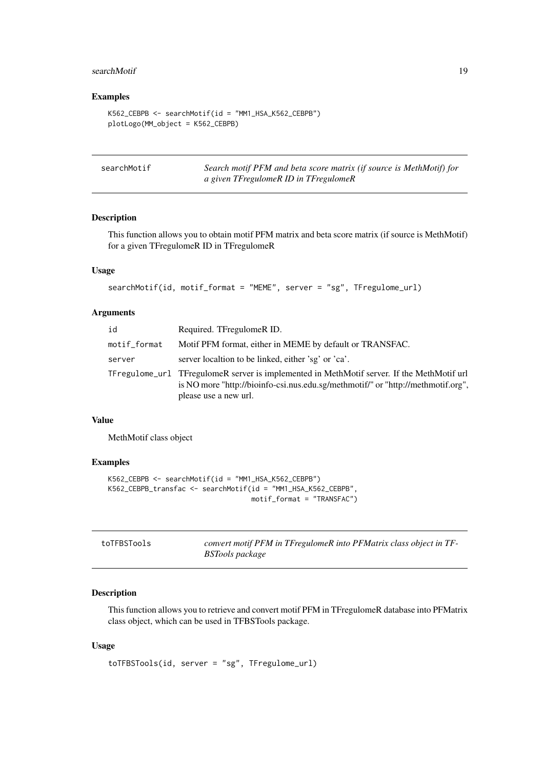### Examples

```
K562_CEBPB <- searchMotif(id = "MM1_HSA_K562_CEBPB")
plotLogo(MM_object = K562_CEBPB)
```

---

## searchMotif

*Search motif PFM and beta score matrix (if source is MethMotif) for a given TFregulomeR ID in TFregulomeR*

### Description

This function allows you to obtain motif PFM matrix and beta score matrix (if source is MethMotif) for a given TFregulomeR ID in TFregulomeR

### Usage

```
searchMotif(id, motif_format = "MEME", server = "sg", TFregulome_url)
```

### Arguments

| | |
|---|---|
| id | Required. TFregulomeR ID. |
| motif_format | Motif PFM format, either in MEME by default or TRANSFAC. |
| server | server localtion to be linked, either 'sg' or 'ca'. |
| TFregulome_url | TFregulomeR server is implemented in MethMotif server. If the MethMotif url is NO more "http://bioinfo-csi.nus.edu.sg/methmotif/" or "http://methmotif.org", please use a new url. |

### Value

MethMotif class object

### Examples

```
K562_CEBPB <- searchMotif(id = "MM1_HSA_K562_CEBPB")
K562_CEBPB_transfac <- searchMotif(id = "MM1_HSA_K562_CEBPB",
                                   motif_format = "TRANSFAC")
```

---

## toTFBSTools

*convert motif PFM in TFregulomeR into PFMatrix class object in TFBSTools package*

### Description

This function allows you to retrieve and convert motif PFM in TFregulomeR database into PFMatrix class object, which can be used in TFBSTools package.

### Usage

```
toTFBSTools(id, server = "sg", TFregulome_url)
```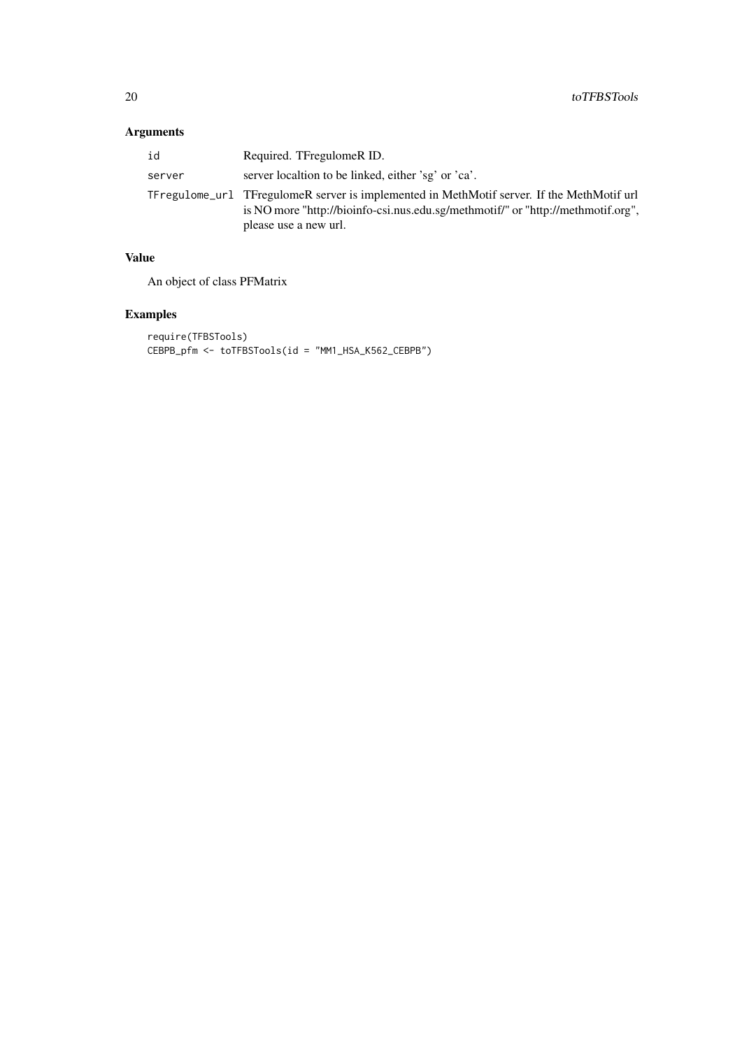## Arguments

| | |
|---|---|
| id | Required. TFregulomeR ID. |
| server | server localtion to be linked, either 'sg' or 'ca'. |
| TFregulome_url | TFregulomeR server is implemented in MethMotif server. If the MethMotif url is NO more "http://bioinfo-csi.nus.edu.sg/methmotif/" or "http://methmotif.org", please use a new url. |

## Value

An object of class PFMatrix

## Examples

```
require(TFBSTools)
CEBPB_pfm <- toTFBSTools(id = "MM1_HSA_K562_CEBPB")
```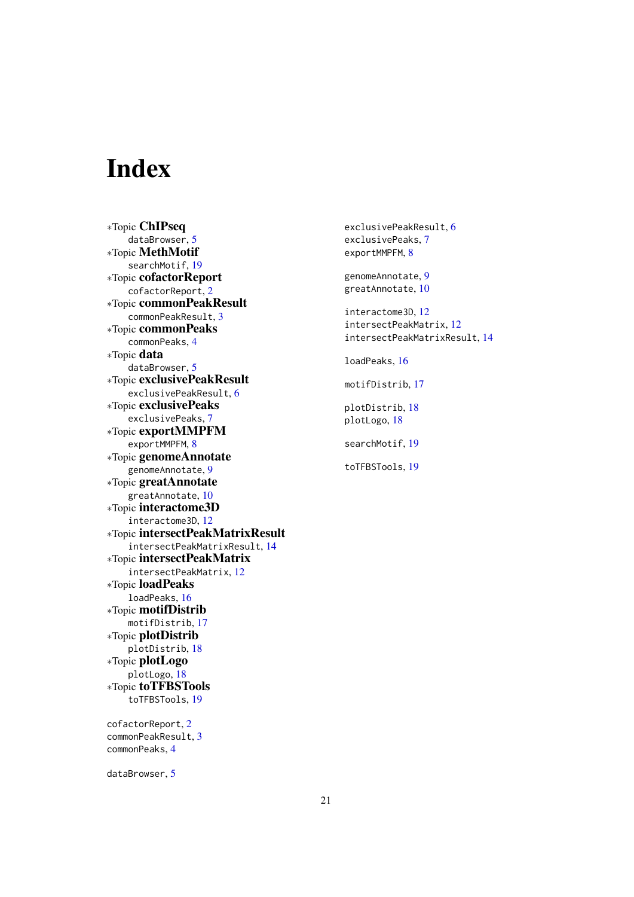# Index

*Topic **ChIPseq**
  dataBrowser, 5
*Topic **MethMotif**
  searchMotif, 19
*Topic **cofactorReport**
  cofactorReport, 2
*Topic **commonPeakResult**
  commonPeakResult, 3
*Topic **commonPeaks**
  commonPeaks, 4
*Topic **data**
  dataBrowser, 5
*Topic **exclusivePeakResult**
  exclusivePeakResult, 6
*Topic **exclusivePeaks**
  exclusivePeaks, 7
*Topic **exportMMPFM**
  exportMMPFM, 8
*Topic **genomeAnnotate**
  genomeAnnotate, 9
*Topic **greatAnnotate**
  greatAnnotate, 10
*Topic **interactome3D**
  interactome3D, 12
*Topic **intersectPeakMatrixResult**
  intersectPeakMatrixResult, 14
*Topic **intersectPeakMatrix**
  intersectPeakMatrix, 12
*Topic **loadPeaks**
  loadPeaks, 16
*Topic **motifDistrib**
  motifDistrib, 17
*Topic **plotDistrib**
  plotDistrib, 18
*Topic **plotLogo**
  plotLogo, 18
*Topic **toTFBSTools**
  toTFBSTools, 19

cofactorReport, 2
commonPeakResult, 3
commonPeaks, 4

dataBrowser, 5

exclusivePeakResult, 6
exclusivePeaks, 7
exportMMPFM, 8

genomeAnnotate, 9
greatAnnotate, 10

interactome3D, 12
intersectPeakMatrix, 12
intersectPeakMatrixResult, 14

loadPeaks, 16

motifDistrib, 17

plotDistrib, 18
plotLogo, 18

searchMotif, 19

toTFBSTools, 19